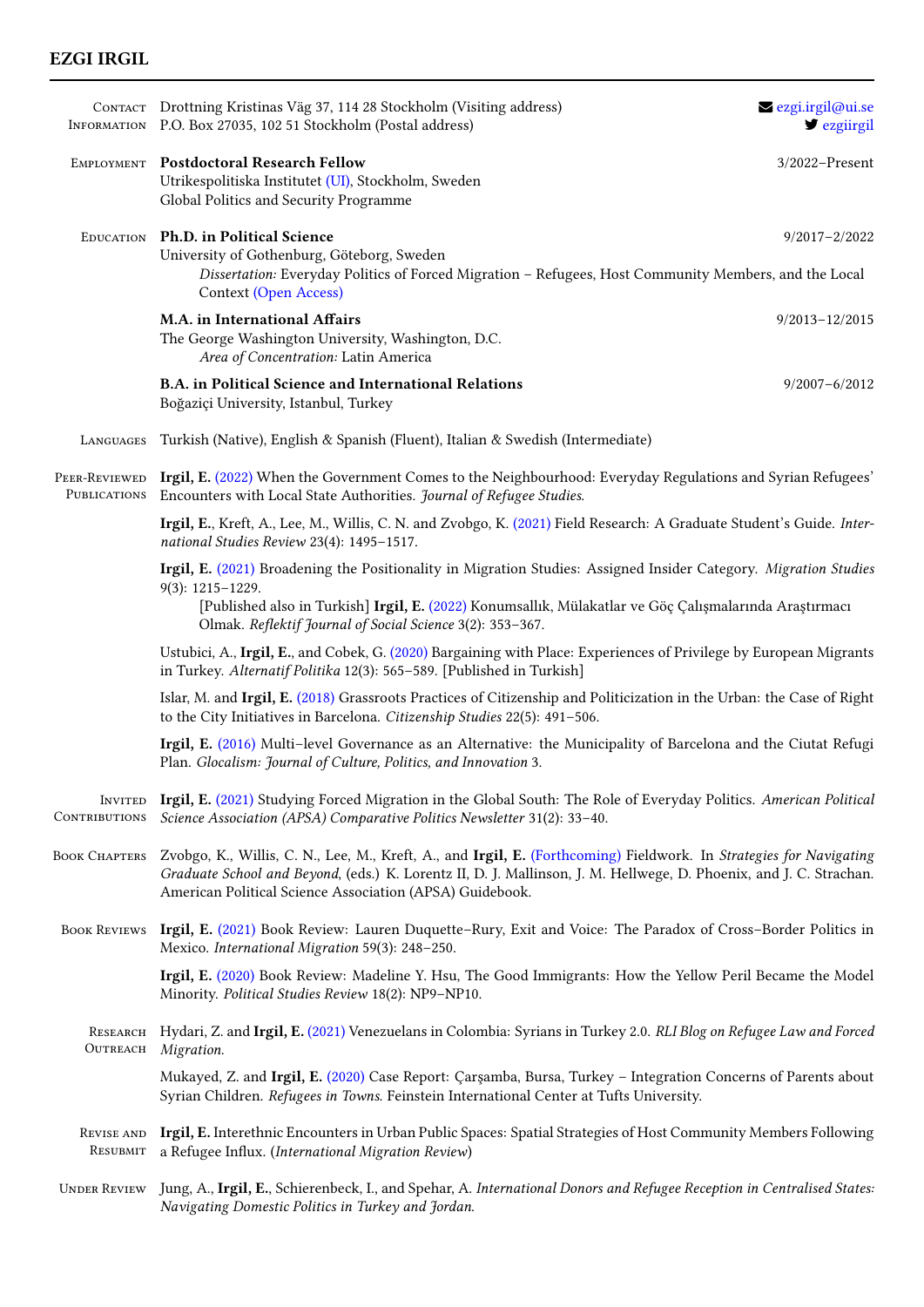# EZGI IRGIL

## Contact Information

Drottning Kristinas Väg 37, 114 28 Stockholm (Visiting address)
P.O. Box 27035, 102 51 Stockholm (Postal address)

ezgi.irgil@ui.se
ezgiirgil

## Employment

**Postdoctoral Research Fellow** — 3/2022–Present
Utrikespolitiska Institutet (UI), Stockholm, Sweden
Global Politics and Security Programme

## Education

**Ph.D. in Political Science** — 9/2017–2/2022
University of Gothenburg, Göteborg, Sweden
*Dissertation:* Everyday Politics of Forced Migration – Refugees, Host Community Members, and the Local Context (Open Access)

**M.A. in International Affairs** — 9/2013–12/2015
The George Washington University, Washington, D.C.
*Area of Concentration:* Latin America

**B.A. in Political Science and International Relations** — 9/2007–6/2012
Boğaziçi University, Istanbul, Turkey

## Languages

Turkish (Native), English & Spanish (Fluent), Italian & Swedish (Intermediate)

## Peer-Reviewed Publications

**Irgil, E.** (2022) When the Government Comes to the Neighbourhood: Everyday Regulations and Syrian Refugees' Encounters with Local State Authorities. *Journal of Refugee Studies.*

**Irgil, E.**, Kreft, A., Lee, M., Willis, C. N. and Zvobgo, K. (2021) Field Research: A Graduate Student's Guide. *International Studies Review* 23(4): 1495–1517.

**Irgil, E.** (2021) Broadening the Positionality in Migration Studies: Assigned Insider Category. *Migration Studies* 9(3): 1215–1229.
[Published also in Turkish] **Irgil, E.** (2022) Konumsallık, Mülakatlar ve Göç Çalışmalarında Araştırmacı Olmak. *Reflektif Journal of Social Science* 3(2): 353–367.

Ustubici, A., **Irgil, E.**, and Cobek, G. (2020) Bargaining with Place: Experiences of Privilege by European Migrants in Turkey. *Alternatif Politika* 12(3): 565–589. [Published in Turkish]

Islar, M. and **Irgil, E.** (2018) Grassroots Practices of Citizenship and Politicization in the Urban: the Case of Right to the City Initiatives in Barcelona. *Citizenship Studies* 22(5): 491–506.

**Irgil, E.** (2016) Multi–level Governance as an Alternative: the Municipality of Barcelona and the Ciutat Refugi Plan. *Glocalism: Journal of Culture, Politics, and Innovation* 3.

## Invited Contributions

**Irgil, E.** (2021) Studying Forced Migration in the Global South: The Role of Everyday Politics. *American Political Science Association (APSA) Comparative Politics Newsletter* 31(2): 33–40.

## Book Chapters

Zvobgo, K., Willis, C. N., Lee, M., Kreft, A., and **Irgil, E.** (Forthcoming) Fieldwork. In *Strategies for Navigating Graduate School and Beyond*, (eds.) K. Lorentz II, D. J. Mallinson, J. M. Hellwege, D. Phoenix, and J. C. Strachan. American Political Science Association (APSA) Guidebook.

## Book Reviews

**Irgil, E.** (2021) Book Review: Lauren Duquette–Rury, Exit and Voice: The Paradox of Cross–Border Politics in Mexico. *International Migration* 59(3): 248–250.

**Irgil, E.** (2020) Book Review: Madeline Y. Hsu, The Good Immigrants: How the Yellow Peril Became the Model Minority. *Political Studies Review* 18(2): NP9–NP10.

## Research Outreach

Hydari, Z. and **Irgil, E.** (2021) Venezuelans in Colombia: Syrians in Turkey 2.0. *RLI Blog on Refugee Law and Forced Migration.*

Mukayed, Z. and **Irgil, E.** (2020) Case Report: Çarşamba, Bursa, Turkey – Integration Concerns of Parents about Syrian Children. *Refugees in Towns.* Feinstein International Center at Tufts University.

## Revise and Resubmit

**Irgil, E.** Interethnic Encounters in Urban Public Spaces: Spatial Strategies of Host Community Members Following a Refugee Influx. (*International Migration Review*)

## Under Review

Jung, A., **Irgil, E.**, Schierenbeck, I., and Spehar, A. *International Donors and Refugee Reception in Centralised States: Navigating Domestic Politics in Turkey and Jordan.*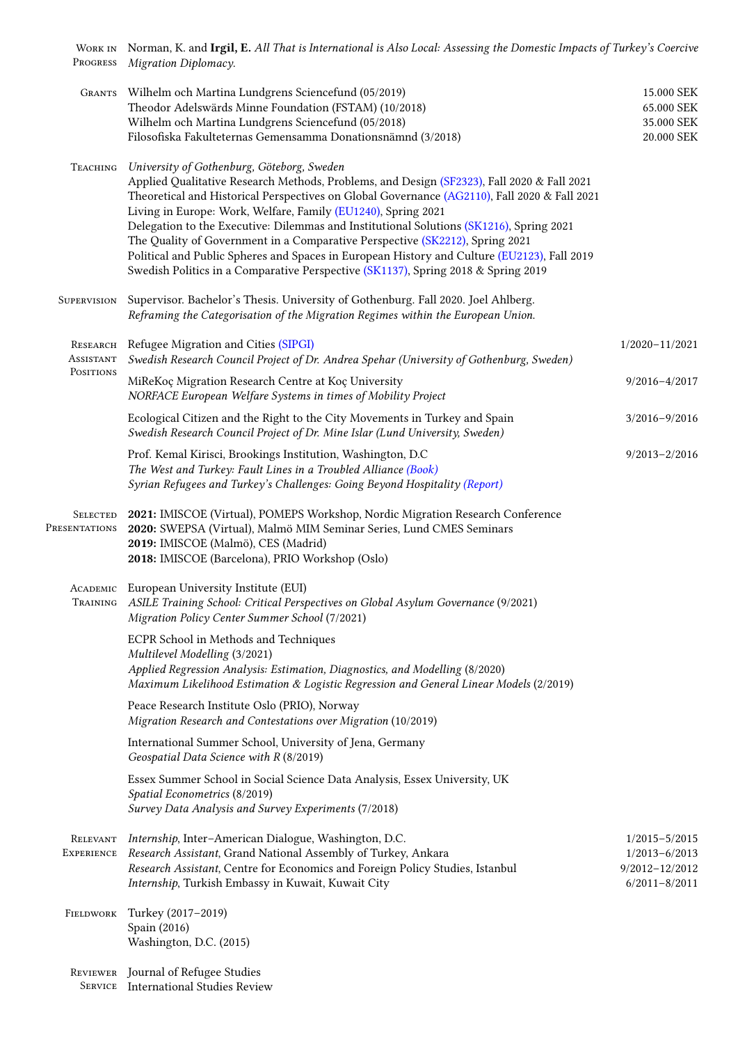## Work in Progress

Norman, K. and **Irgil, E.** *All That is International is Also Local: Assessing the Domestic Impacts of Turkey's Coercive Migration Diplomacy.*

## Grants

| | |
|---|---|
| Wilhelm och Martina Lundgrens Sciencefund (05/2019) | 15.000 SEK |
| Theodor Adelswärds Minne Foundation (FSTAM) (10/2018) | 65.000 SEK |
| Wilhelm och Martina Lundgrens Sciencefund (05/2018) | 35.000 SEK |
| Filosofiska Fakulteternas Gemensamma Donationsnämnd (3/2018) | 20.000 SEK |

## Teaching

*University of Gothenburg, Göteborg, Sweden*

- Applied Qualitative Research Methods, Problems, and Design (SF2323), Fall 2020 & Fall 2021
- Theoretical and Historical Perspectives on Global Governance (AG2110), Fall 2020 & Fall 2021
- Living in Europe: Work, Welfare, Family (EU1240), Spring 2021
- Delegation to the Executive: Dilemmas and Institutional Solutions (SK1216), Spring 2021
- The Quality of Government in a Comparative Perspective (SK2212), Spring 2021
- Political and Public Spheres and Spaces in European History and Culture (EU2123), Fall 2019
- Swedish Politics in a Comparative Perspective (SK1137), Spring 2018 & Spring 2019

## Supervision

Supervisor. Bachelor's Thesis. University of Gothenburg. Fall 2020. Joel Ahlberg.
*Reframing the Categorisation of the Migration Regimes within the European Union.*

## Research Assistant Positions

Refugee Migration and Cities (SIPGI) — 1/2020–11/2021
*Swedish Research Council Project of Dr. Andrea Spehar (University of Gothenburg, Sweden)*

MiReKoç Migration Research Centre at Koç University — 9/2016–4/2017
*NORFACE European Welfare Systems in times of Mobility Project*

Ecological Citizen and the Right to the City Movements in Turkey and Spain — 3/2016–9/2016
*Swedish Research Council Project of Dr. Mine Islar (Lund University, Sweden)*

Prof. Kemal Kirisci, Brookings Institution, Washington, D.C — 9/2013–2/2016
*The West and Turkey: Fault Lines in a Troubled Alliance (Book)*
*Syrian Refugees and Turkey's Challenges: Going Beyond Hospitality (Report)*

## Selected Presentations

**2021:** IMISCOE (Virtual), POMEPS Workshop, Nordic Migration Research Conference
**2020:** SWEPSA (Virtual), Malmö MIM Seminar Series, Lund CMES Seminars
**2019:** IMISCOE (Malmö), CES (Madrid)
**2018:** IMISCOE (Barcelona), PRIO Workshop (Oslo)

## Academic Training

European University Institute (EUI)
*ASILE Training School: Critical Perspectives on Global Asylum Governance* (9/2021)
*Migration Policy Center Summer School* (7/2021)

ECPR School in Methods and Techniques
*Multilevel Modelling* (3/2021)
*Applied Regression Analysis: Estimation, Diagnostics, and Modelling* (8/2020)
*Maximum Likelihood Estimation & Logistic Regression and General Linear Models* (2/2019)

Peace Research Institute Oslo (PRIO), Norway
*Migration Research and Contestations over Migration* (10/2019)

International Summer School, University of Jena, Germany
*Geospatial Data Science with R* (8/2019)

Essex Summer School in Social Science Data Analysis, Essex University, UK
*Spatial Econometrics* (8/2019)
*Survey Data Analysis and Survey Experiments* (7/2018)

## Relevant Experience

| | |
|---|---|
| *Internship*, Inter–American Dialogue, Washington, D.C. | 1/2015–5/2015 |
| *Research Assistant*, Grand National Assembly of Turkey, Ankara | 1/2013–6/2013 |
| *Research Assistant*, Centre for Economics and Foreign Policy Studies, Istanbul | 9/2012–12/2012 |
| *Internship*, Turkish Embassy in Kuwait, Kuwait City | 6/2011–8/2011 |

## Fieldwork

Turkey (2017–2019)
Spain (2016)
Washington, D.C. (2015)

## Reviewer Service

Journal of Refugee Studies
International Studies Review